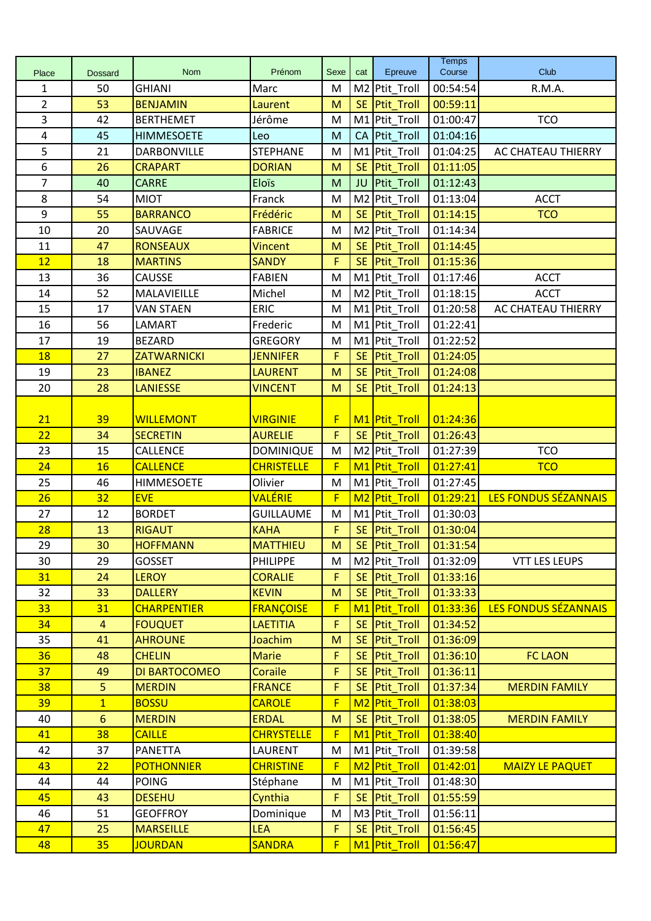| Place | Dossard | Nom | Prénom | Sexe | cat | Epreuve | Temps Course | Club |
|---|---|---|---|---|---|---|---|---|
| 1 | 50 | GHIANI | Marc | M | M2 | Ptit_Troll | 00:54:54 | R.M.A. |
| 2 | 53 | BENJAMIN | Laurent | M | SE | Ptit_Troll | 00:59:11 | |
| 3 | 42 | BERTHEMET | Jérôme | M | M1 | Ptit_Troll | 01:00:47 | TCO |
| 4 | 45 | HIMMESOETE | Leo | M | CA | Ptit_Troll | 01:04:16 | |
| 5 | 21 | DARBONVILLE | STEPHANE | M | M1 | Ptit_Troll | 01:04:25 | AC CHATEAU THIERRY |
| 6 | 26 | CRAPART | DORIAN | M | SE | Ptit_Troll | 01:11:05 | |
| 7 | 40 | CARRE | Eloïs | M | JU | Ptit_Troll | 01:12:43 | |
| 8 | 54 | MIOT | Franck | M | M2 | Ptit_Troll | 01:13:04 | ACCT |
| 9 | 55 | BARRANCO | Frédéric | M | SE | Ptit_Troll | 01:14:15 | TCO |
| 10 | 20 | SAUVAGE | FABRICE | M | M2 | Ptit_Troll | 01:14:34 | |
| 11 | 47 | RONSEAUX | Vincent | M | SE | Ptit_Troll | 01:14:45 | |
| 12 | 18 | MARTINS | SANDY | F | SE | Ptit_Troll | 01:15:36 | |
| 13 | 36 | CAUSSE | FABIEN | M | M1 | Ptit_Troll | 01:17:46 | ACCT |
| 14 | 52 | MALAVIEILLE | Michel | M | M2 | Ptit_Troll | 01:18:15 | ACCT |
| 15 | 17 | VAN STAEN | ERIC | M | M1 | Ptit_Troll | 01:20:58 | AC CHATEAU THIERRY |
| 16 | 56 | LAMART | Frederic | M | M1 | Ptit_Troll | 01:22:41 | |
| 17 | 19 | BEZARD | GREGORY | M | M1 | Ptit_Troll | 01:22:52 | |
| 18 | 27 | ZATWARNICKI | JENNIFER | F | SE | Ptit_Troll | 01:24:05 | |
| 19 | 23 | IBANEZ | LAURENT | M | SE | Ptit_Troll | 01:24:08 | |
| 20 | 28 | LANIESSE | VINCENT | M | SE | Ptit_Troll | 01:24:13 | |
| 21 | 39 | WILLEMONT | VIRGINIE | F | M1 | Ptit_Troll | 01:24:36 | |
| 22 | 34 | SECRETIN | AURELIE | F | SE | Ptit_Troll | 01:26:43 | |
| 23 | 15 | CALLENCE | DOMINIQUE | M | M2 | Ptit_Troll | 01:27:39 | TCO |
| 24 | 16 | CALLENCE | CHRISTELLE | F | M1 | Ptit_Troll | 01:27:41 | TCO |
| 25 | 46 | HIMMESOETE | Olivier | M | M1 | Ptit_Troll | 01:27:45 | |
| 26 | 32 | EVE | VALÉRIE | F | M2 | Ptit_Troll | 01:29:21 | LES FONDUS SÉZANNAIS |
| 27 | 12 | BORDET | GUILLAUME | M | M1 | Ptit_Troll | 01:30:03 | |
| 28 | 13 | RIGAUT | KAHA | F | SE | Ptit_Troll | 01:30:04 | |
| 29 | 30 | HOFFMANN | MATTHIEU | M | SE | Ptit_Troll | 01:31:54 | |
| 30 | 29 | GOSSET | PHILIPPE | M | M2 | Ptit_Troll | 01:32:09 | VTT LES LEUPS |
| 31 | 24 | LEROY | CORALIE | F | SE | Ptit_Troll | 01:33:16 | |
| 32 | 33 | DALLERY | KEVIN | M | SE | Ptit_Troll | 01:33:33 | |
| 33 | 31 | CHARPENTIER | FRANÇOISE | F | M1 | Ptit_Troll | 01:33:36 | LES FONDUS SÉZANNAIS |
| 34 | 4 | FOUQUET | LAETITIA | F | SE | Ptit_Troll | 01:34:52 | |
| 35 | 41 | AHROUNE | Joachim | M | SE | Ptit_Troll | 01:36:09 | |
| 36 | 48 | CHELIN | Marie | F | SE | Ptit_Troll | 01:36:10 | FC LAON |
| 37 | 49 | DI BARTOCOMEO | Coraile | F | SE | Ptit_Troll | 01:36:11 | |
| 38 | 5 | MERDIN | FRANCE | F | SE | Ptit_Troll | 01:37:34 | MERDIN FAMILY |
| 39 | 1 | BOSSU | CAROLE | F | M2 | Ptit_Troll | 01:38:03 | |
| 40 | 6 | MERDIN | ERDAL | M | SE | Ptit_Troll | 01:38:05 | MERDIN FAMILY |
| 41 | 38 | CAILLE | CHRYSTELLE | F | M1 | Ptit_Troll | 01:38:40 | |
| 42 | 37 | PANETTA | LAURENT | M | M1 | Ptit_Troll | 01:39:58 | |
| 43 | 22 | POTHONNIER | CHRISTINE | F | M2 | Ptit_Troll | 01:42:01 | MAIZY LE PAQUET |
| 44 | 44 | POING | Stéphane | M | M1 | Ptit_Troll | 01:48:30 | |
| 45 | 43 | DESEHU | Cynthia | F | SE | Ptit_Troll | 01:55:59 | |
| 46 | 51 | GEOFFROY | Dominique | M | M3 | Ptit_Troll | 01:56:11 | |
| 47 | 25 | MARSEILLE | LEA | F | SE | Ptit_Troll | 01:56:45 | |
| 48 | 35 | JOURDAN | SANDRA | F | M1 | Ptit_Troll | 01:56:47 | |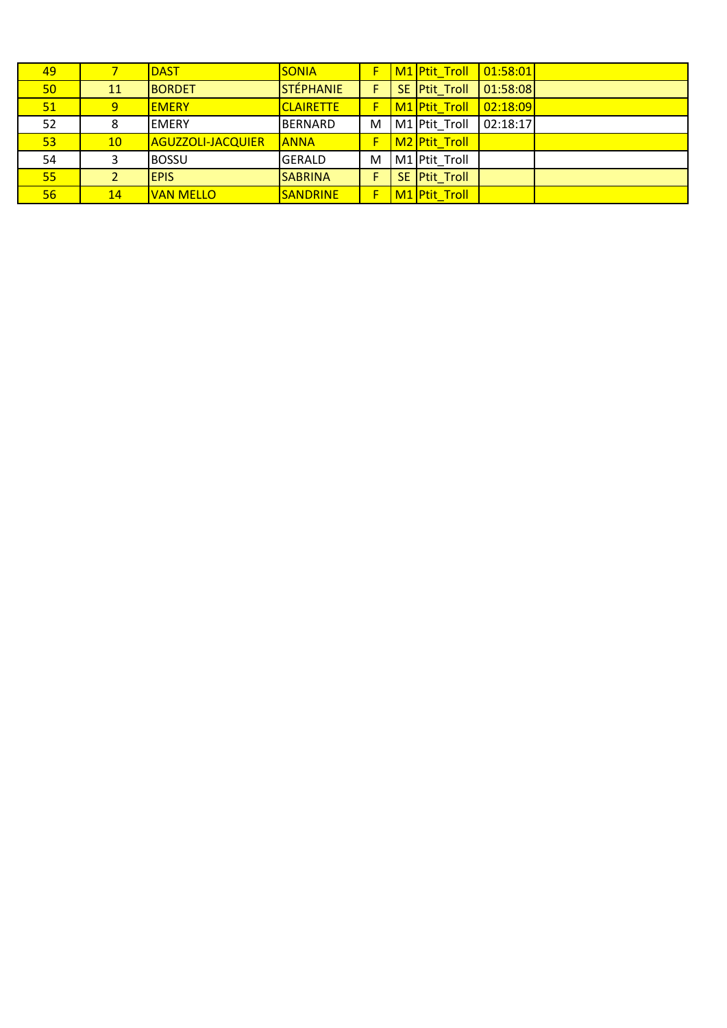| | | | | | | | | |
|---|---|---|---|---|---|---|---|---|
| 49 | 7 | DAST | SONIA | F | M1 | Ptit_Troll | 01:58:01 | |
| 50 | 11 | BORDET | STÉPHANIE | F | SE | Ptit_Troll | 01:58:08 | |
| 51 | 9 | EMERY | CLAIRETTE | F | M1 | Ptit_Troll | 02:18:09 | |
| 52 | 8 | EMERY | BERNARD | M | M1 | Ptit_Troll | 02:18:17 | |
| 53 | 10 | AGUZZOLI-JACQUIER | ANNA | F | M2 | Ptit_Troll | | |
| 54 | 3 | BOSSU | GERALD | M | M1 | Ptit_Troll | | |
| 55 | 2 | EPIS | SABRINA | F | SE | Ptit_Troll | | |
| 56 | 14 | VAN MELLO | SANDRINE | F | M1 | Ptit_Troll | | |